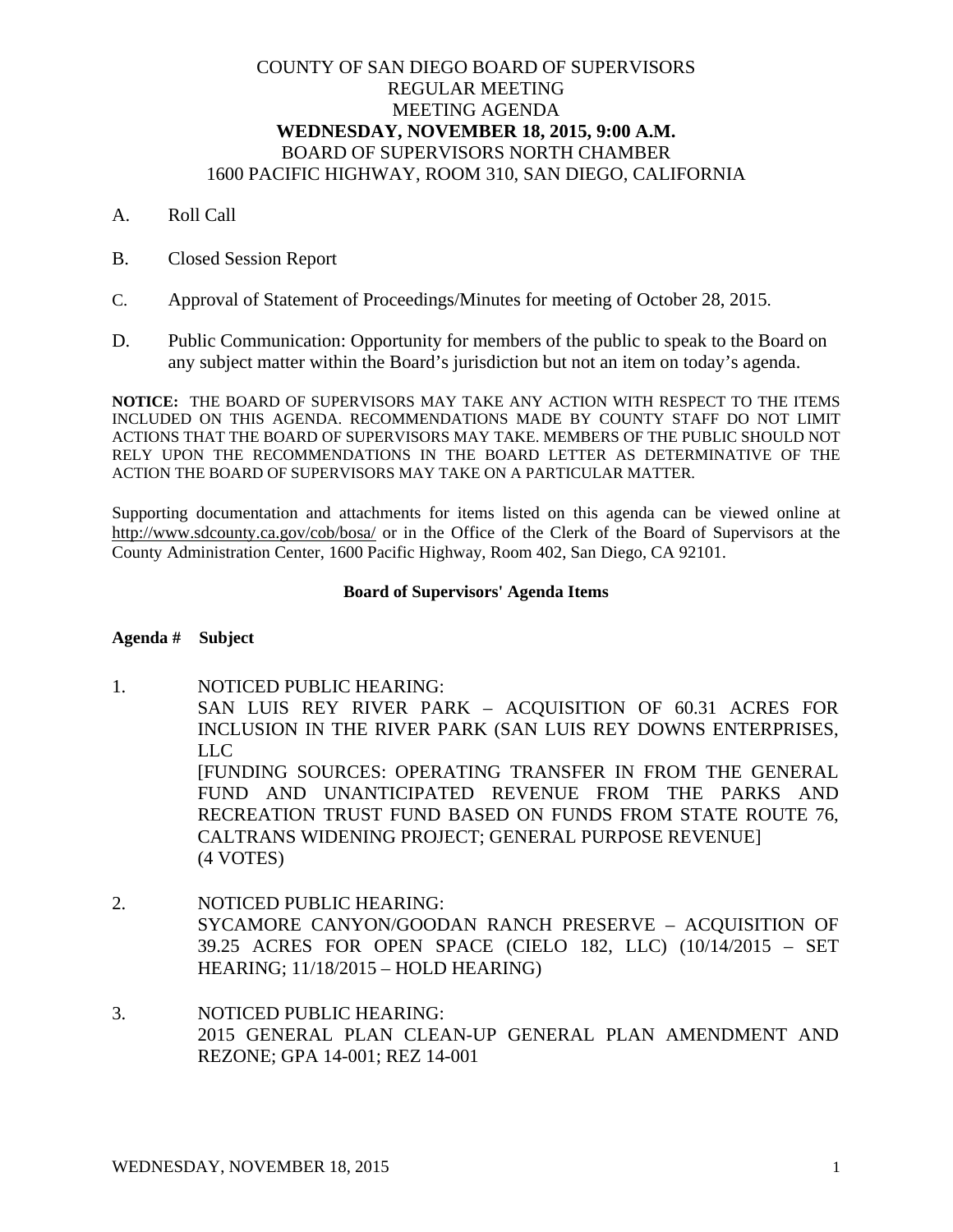# COUNTY OF SAN DIEGO BOARD OF SUPERVISORS
## REGULAR MEETING
## MEETING AGENDA
## **WEDNESDAY, NOVEMBER 18, 2015, 9:00 A.M.**
## BOARD OF SUPERVISORS NORTH CHAMBER
## 1600 PACIFIC HIGHWAY, ROOM 310, SAN DIEGO, CALIFORNIA

A. Roll Call

B. Closed Session Report

C. Approval of Statement of Proceedings/Minutes for meeting of October 28, 2015.

D. Public Communication: Opportunity for members of the public to speak to the Board on any subject matter within the Board's jurisdiction but not an item on today's agenda.

**NOTICE:** THE BOARD OF SUPERVISORS MAY TAKE ANY ACTION WITH RESPECT TO THE ITEMS INCLUDED ON THIS AGENDA. RECOMMENDATIONS MADE BY COUNTY STAFF DO NOT LIMIT ACTIONS THAT THE BOARD OF SUPERVISORS MAY TAKE. MEMBERS OF THE PUBLIC SHOULD NOT RELY UPON THE RECOMMENDATIONS IN THE BOARD LETTER AS DETERMINATIVE OF THE ACTION THE BOARD OF SUPERVISORS MAY TAKE ON A PARTICULAR MATTER.

Supporting documentation and attachments for items listed on this agenda can be viewed online at http://www.sdcounty.ca.gov/cob/bosa/ or in the Office of the Clerk of the Board of Supervisors at the County Administration Center, 1600 Pacific Highway, Room 402, San Diego, CA 92101.

**Board of Supervisors' Agenda Items**

**Agenda #    Subject**

1. NOTICED PUBLIC HEARING:
   SAN LUIS REY RIVER PARK – ACQUISITION OF 60.31 ACRES FOR INCLUSION IN THE RIVER PARK (SAN LUIS REY DOWNS ENTERPRISES, LLC
   [FUNDING SOURCES: OPERATING TRANSFER IN FROM THE GENERAL FUND AND UNANTICIPATED REVENUE FROM THE PARKS AND RECREATION TRUST FUND BASED ON FUNDS FROM STATE ROUTE 76, CALTRANS WIDENING PROJECT; GENERAL PURPOSE REVENUE]
   (4 VOTES)

2. NOTICED PUBLIC HEARING:
   SYCAMORE CANYON/GOODAN RANCH PRESERVE – ACQUISITION OF 39.25 ACRES FOR OPEN SPACE (CIELO 182, LLC) (10/14/2015 – SET HEARING; 11/18/2015 – HOLD HEARING)

3. NOTICED PUBLIC HEARING:
   2015 GENERAL PLAN CLEAN-UP GENERAL PLAN AMENDMENT AND REZONE; GPA 14-001; REZ 14-001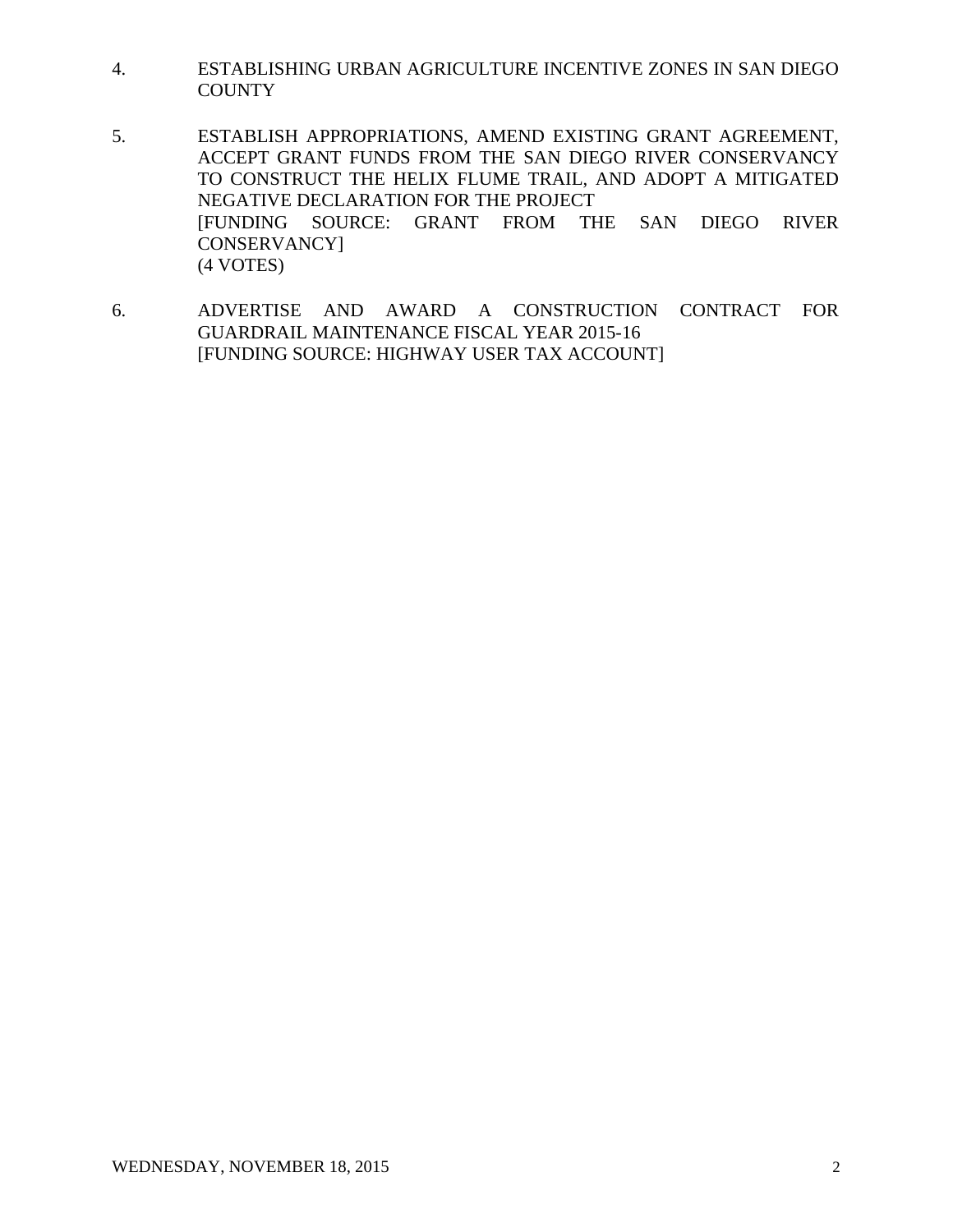4. ESTABLISHING URBAN AGRICULTURE INCENTIVE ZONES IN SAN DIEGO COUNTY

5. ESTABLISH APPROPRIATIONS, AMEND EXISTING GRANT AGREEMENT, ACCEPT GRANT FUNDS FROM THE SAN DIEGO RIVER CONSERVANCY TO CONSTRUCT THE HELIX FLUME TRAIL, AND ADOPT A MITIGATED NEGATIVE DECLARATION FOR THE PROJECT
   [FUNDING SOURCE: GRANT FROM THE SAN DIEGO RIVER CONSERVANCY]
   (4 VOTES)

6. ADVERTISE AND AWARD A CONSTRUCTION CONTRACT FOR GUARDRAIL MAINTENANCE FISCAL YEAR 2015-16
   [FUNDING SOURCE: HIGHWAY USER TAX ACCOUNT]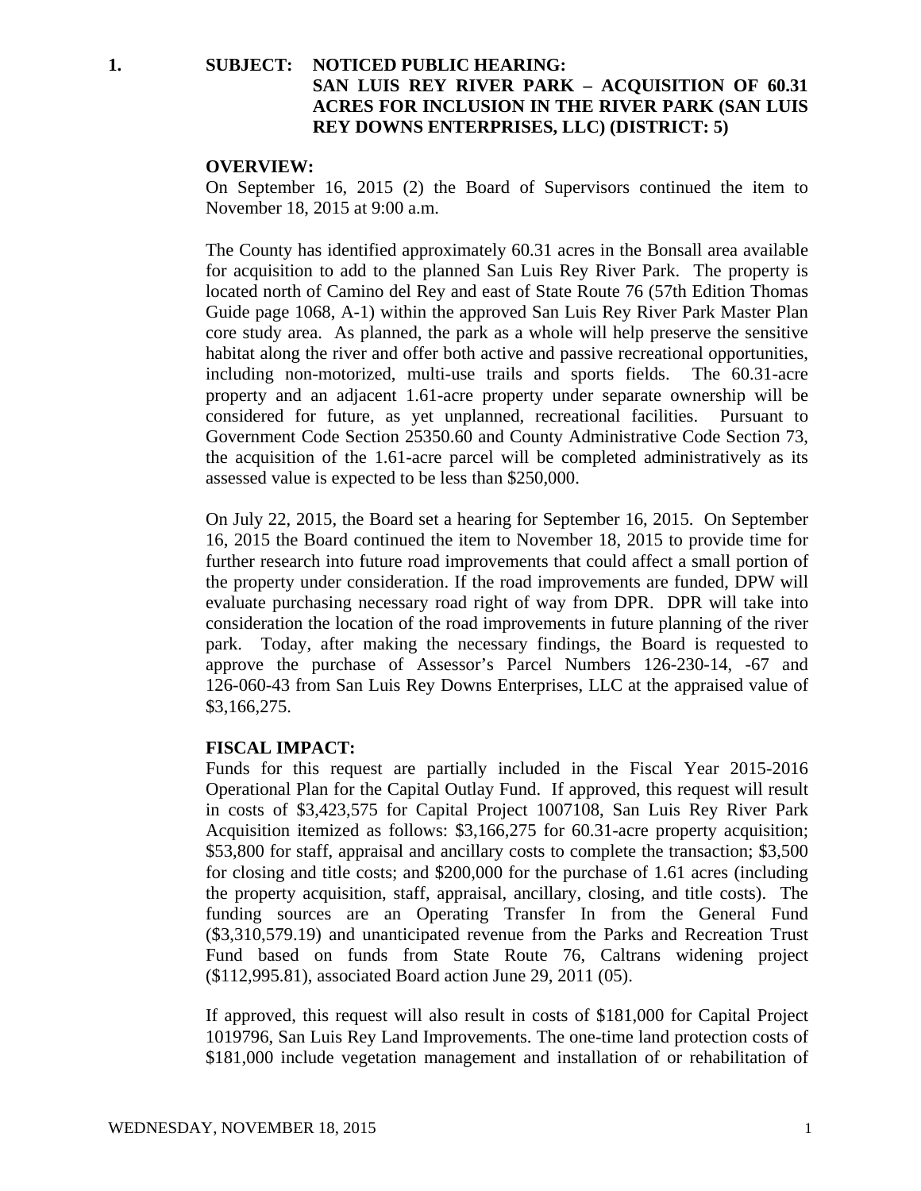**1. SUBJECT: NOTICED PUBLIC HEARING: SAN LUIS REY RIVER PARK – ACQUISITION OF 60.31 ACRES FOR INCLUSION IN THE RIVER PARK (SAN LUIS REY DOWNS ENTERPRISES, LLC) (DISTRICT: 5)**

**OVERVIEW:**

On September 16, 2015 (2) the Board of Supervisors continued the item to November 18, 2015 at 9:00 a.m.

The County has identified approximately 60.31 acres in the Bonsall area available for acquisition to add to the planned San Luis Rey River Park. The property is located north of Camino del Rey and east of State Route 76 (57th Edition Thomas Guide page 1068, A-1) within the approved San Luis Rey River Park Master Plan core study area. As planned, the park as a whole will help preserve the sensitive habitat along the river and offer both active and passive recreational opportunities, including non-motorized, multi-use trails and sports fields. The 60.31-acre property and an adjacent 1.61-acre property under separate ownership will be considered for future, as yet unplanned, recreational facilities. Pursuant to Government Code Section 25350.60 and County Administrative Code Section 73, the acquisition of the 1.61-acre parcel will be completed administratively as its assessed value is expected to be less than $250,000.

On July 22, 2015, the Board set a hearing for September 16, 2015. On September 16, 2015 the Board continued the item to November 18, 2015 to provide time for further research into future road improvements that could affect a small portion of the property under consideration. If the road improvements are funded, DPW will evaluate purchasing necessary road right of way from DPR. DPR will take into consideration the location of the road improvements in future planning of the river park. Today, after making the necessary findings, the Board is requested to approve the purchase of Assessor's Parcel Numbers 126-230-14, -67 and 126-060-43 from San Luis Rey Downs Enterprises, LLC at the appraised value of $3,166,275.

**FISCAL IMPACT:**

Funds for this request are partially included in the Fiscal Year 2015-2016 Operational Plan for the Capital Outlay Fund. If approved, this request will result in costs of $3,423,575 for Capital Project 1007108, San Luis Rey River Park Acquisition itemized as follows: $3,166,275 for 60.31-acre property acquisition; $53,800 for staff, appraisal and ancillary costs to complete the transaction; $3,500 for closing and title costs; and $200,000 for the purchase of 1.61 acres (including the property acquisition, staff, appraisal, ancillary, closing, and title costs). The funding sources are an Operating Transfer In from the General Fund ($3,310,579.19) and unanticipated revenue from the Parks and Recreation Trust Fund based on funds from State Route 76, Caltrans widening project ($112,995.81), associated Board action June 29, 2011 (05).

If approved, this request will also result in costs of $181,000 for Capital Project 1019796, San Luis Rey Land Improvements. The one-time land protection costs of $181,000 include vegetation management and installation of or rehabilitation of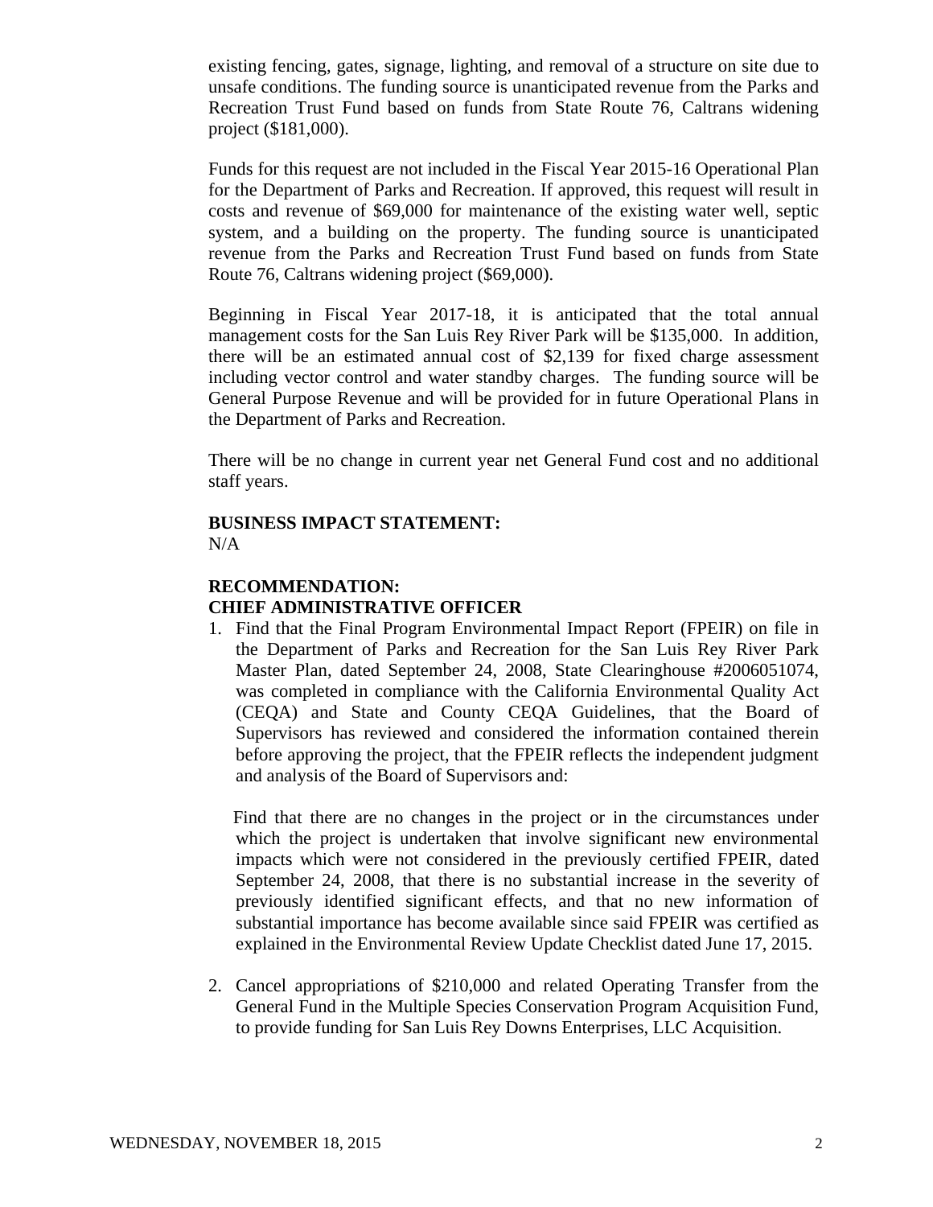existing fencing, gates, signage, lighting, and removal of a structure on site due to unsafe conditions. The funding source is unanticipated revenue from the Parks and Recreation Trust Fund based on funds from State Route 76, Caltrans widening project ($181,000).

Funds for this request are not included in the Fiscal Year 2015-16 Operational Plan for the Department of Parks and Recreation. If approved, this request will result in costs and revenue of $69,000 for maintenance of the existing water well, septic system, and a building on the property. The funding source is unanticipated revenue from the Parks and Recreation Trust Fund based on funds from State Route 76, Caltrans widening project ($69,000).

Beginning in Fiscal Year 2017-18, it is anticipated that the total annual management costs for the San Luis Rey River Park will be $135,000. In addition, there will be an estimated annual cost of $2,139 for fixed charge assessment including vector control and water standby charges. The funding source will be General Purpose Revenue and will be provided for in future Operational Plans in the Department of Parks and Recreation.

There will be no change in current year net General Fund cost and no additional staff years.

**BUSINESS IMPACT STATEMENT:**
N/A

**RECOMMENDATION:**
**CHIEF ADMINISTRATIVE OFFICER**

1. Find that the Final Program Environmental Impact Report (FPEIR) on file in the Department of Parks and Recreation for the San Luis Rey River Park Master Plan, dated September 24, 2008, State Clearinghouse #2006051074, was completed in compliance with the California Environmental Quality Act (CEQA) and State and County CEQA Guidelines, that the Board of Supervisors has reviewed and considered the information contained therein before approving the project, that the FPEIR reflects the independent judgment and analysis of the Board of Supervisors and:

   Find that there are no changes in the project or in the circumstances under which the project is undertaken that involve significant new environmental impacts which were not considered in the previously certified FPEIR, dated September 24, 2008, that there is no substantial increase in the severity of previously identified significant effects, and that no new information of substantial importance has become available since said FPEIR was certified as explained in the Environmental Review Update Checklist dated June 17, 2015.

2. Cancel appropriations of $210,000 and related Operating Transfer from the General Fund in the Multiple Species Conservation Program Acquisition Fund, to provide funding for San Luis Rey Downs Enterprises, LLC Acquisition.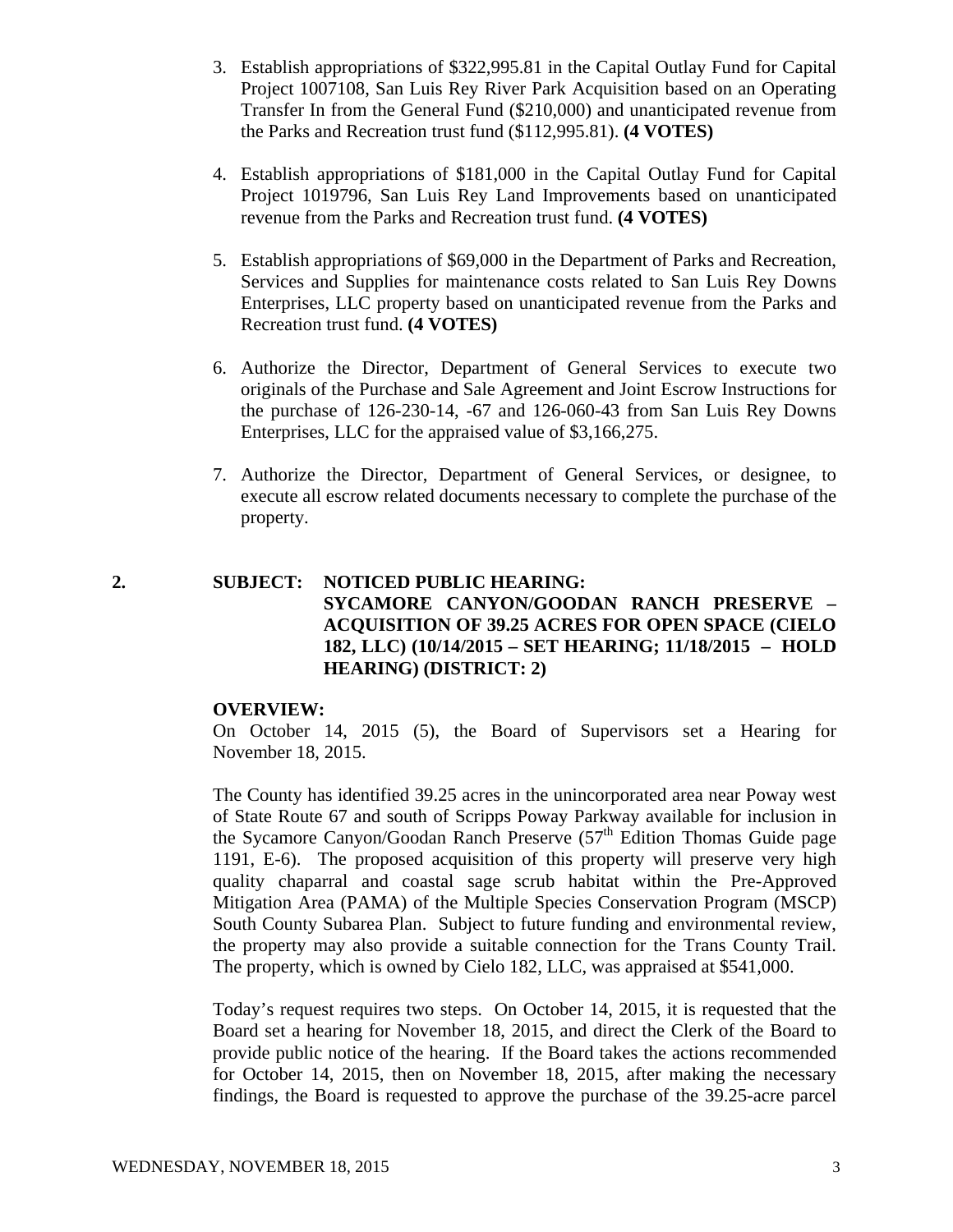3. Establish appropriations of $322,995.81 in the Capital Outlay Fund for Capital Project 1007108, San Luis Rey River Park Acquisition based on an Operating Transfer In from the General Fund ($210,000) and unanticipated revenue from the Parks and Recreation trust fund ($112,995.81). **(4 VOTES)**

4. Establish appropriations of $181,000 in the Capital Outlay Fund for Capital Project 1019796, San Luis Rey Land Improvements based on unanticipated revenue from the Parks and Recreation trust fund. **(4 VOTES)**

5. Establish appropriations of $69,000 in the Department of Parks and Recreation, Services and Supplies for maintenance costs related to San Luis Rey Downs Enterprises, LLC property based on unanticipated revenue from the Parks and Recreation trust fund. **(4 VOTES)**

6. Authorize the Director, Department of General Services to execute two originals of the Purchase and Sale Agreement and Joint Escrow Instructions for the purchase of 126-230-14, -67 and 126-060-43 from San Luis Rey Downs Enterprises, LLC for the appraised value of $3,166,275.

7. Authorize the Director, Department of General Services, or designee, to execute all escrow related documents necessary to complete the purchase of the property.

**2. SUBJECT: NOTICED PUBLIC HEARING: SYCAMORE CANYON/GOODAN RANCH PRESERVE – ACQUISITION OF 39.25 ACRES FOR OPEN SPACE (CIELO 182, LLC) (10/14/2015 – SET HEARING; 11/18/2015 – HOLD HEARING) (DISTRICT: 2)**

**OVERVIEW:**

On October 14, 2015 (5), the Board of Supervisors set a Hearing for November 18, 2015.

The County has identified 39.25 acres in the unincorporated area near Poway west of State Route 67 and south of Scripps Poway Parkway available for inclusion in the Sycamore Canyon/Goodan Ranch Preserve (57th Edition Thomas Guide page 1191, E-6). The proposed acquisition of this property will preserve very high quality chaparral and coastal sage scrub habitat within the Pre-Approved Mitigation Area (PAMA) of the Multiple Species Conservation Program (MSCP) South County Subarea Plan. Subject to future funding and environmental review, the property may also provide a suitable connection for the Trans County Trail. The property, which is owned by Cielo 182, LLC, was appraised at $541,000.

Today's request requires two steps. On October 14, 2015, it is requested that the Board set a hearing for November 18, 2015, and direct the Clerk of the Board to provide public notice of the hearing. If the Board takes the actions recommended for October 14, 2015, then on November 18, 2015, after making the necessary findings, the Board is requested to approve the purchase of the 39.25-acre parcel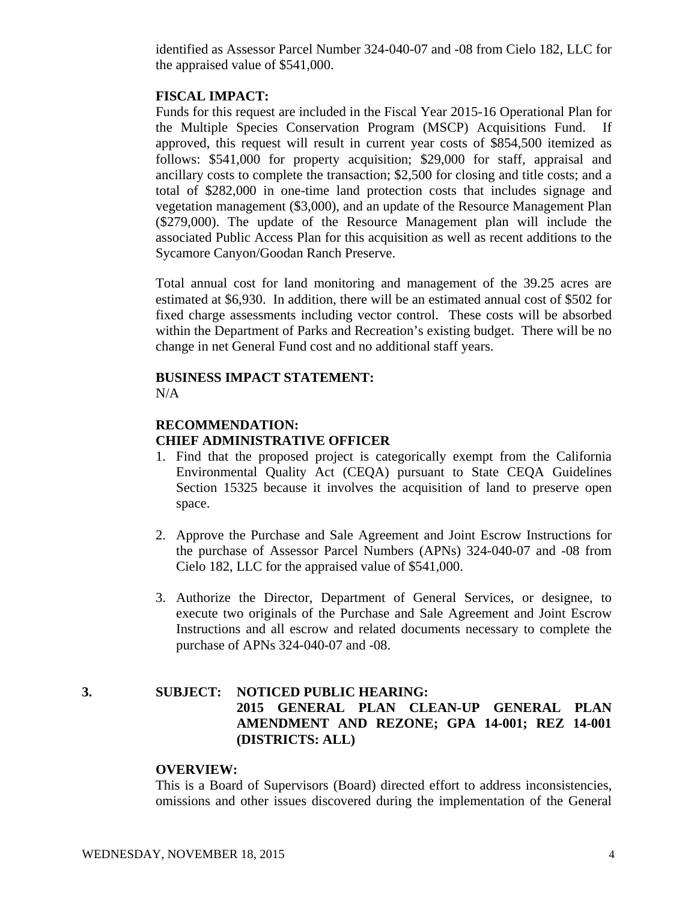identified as Assessor Parcel Number 324-040-07 and -08 from Cielo 182, LLC for the appraised value of $541,000.

**FISCAL IMPACT:**

Funds for this request are included in the Fiscal Year 2015-16 Operational Plan for the Multiple Species Conservation Program (MSCP) Acquisitions Fund. If approved, this request will result in current year costs of $854,500 itemized as follows: $541,000 for property acquisition; $29,000 for staff, appraisal and ancillary costs to complete the transaction; $2,500 for closing and title costs; and a total of $282,000 in one-time land protection costs that includes signage and vegetation management ($3,000), and an update of the Resource Management Plan ($279,000). The update of the Resource Management plan will include the associated Public Access Plan for this acquisition as well as recent additions to the Sycamore Canyon/Goodan Ranch Preserve.

Total annual cost for land monitoring and management of the 39.25 acres are estimated at $6,930. In addition, there will be an estimated annual cost of $502 for fixed charge assessments including vector control. These costs will be absorbed within the Department of Parks and Recreation's existing budget. There will be no change in net General Fund cost and no additional staff years.

**BUSINESS IMPACT STATEMENT:**

N/A

**RECOMMENDATION:**
**CHIEF ADMINISTRATIVE OFFICER**

1. Find that the proposed project is categorically exempt from the California Environmental Quality Act (CEQA) pursuant to State CEQA Guidelines Section 15325 because it involves the acquisition of land to preserve open space.

2. Approve the Purchase and Sale Agreement and Joint Escrow Instructions for the purchase of Assessor Parcel Numbers (APNs) 324-040-07 and -08 from Cielo 182, LLC for the appraised value of $541,000.

3. Authorize the Director, Department of General Services, or designee, to execute two originals of the Purchase and Sale Agreement and Joint Escrow Instructions and all escrow and related documents necessary to complete the purchase of APNs 324-040-07 and -08.

**3. SUBJECT: NOTICED PUBLIC HEARING:**
**2015 GENERAL PLAN CLEAN-UP GENERAL PLAN AMENDMENT AND REZONE; GPA 14-001; REZ 14-001 (DISTRICTS: ALL)**

**OVERVIEW:**

This is a Board of Supervisors (Board) directed effort to address inconsistencies, omissions and other issues discovered during the implementation of the General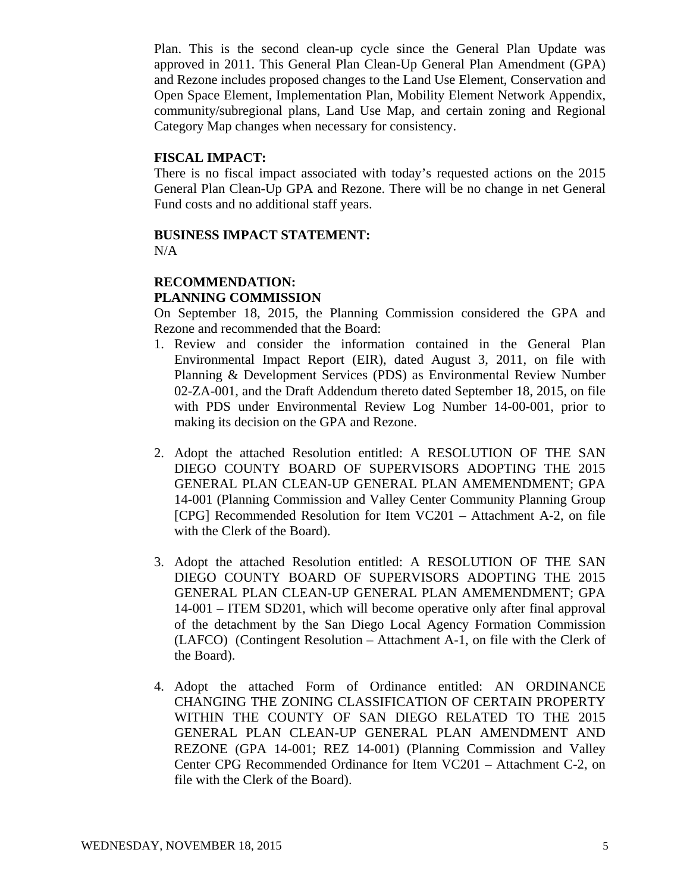Plan. This is the second clean-up cycle since the General Plan Update was approved in 2011. This General Plan Clean-Up General Plan Amendment (GPA) and Rezone includes proposed changes to the Land Use Element, Conservation and Open Space Element, Implementation Plan, Mobility Element Network Appendix, community/subregional plans, Land Use Map, and certain zoning and Regional Category Map changes when necessary for consistency.

**FISCAL IMPACT:**

There is no fiscal impact associated with today's requested actions on the 2015 General Plan Clean-Up GPA and Rezone. There will be no change in net General Fund costs and no additional staff years.

**BUSINESS IMPACT STATEMENT:**

N/A

**RECOMMENDATION:**

**PLANNING COMMISSION**

On September 18, 2015, the Planning Commission considered the GPA and Rezone and recommended that the Board:

1. Review and consider the information contained in the General Plan Environmental Impact Report (EIR), dated August 3, 2011, on file with Planning & Development Services (PDS) as Environmental Review Number 02-ZA-001, and the Draft Addendum thereto dated September 18, 2015, on file with PDS under Environmental Review Log Number 14-00-001, prior to making its decision on the GPA and Rezone.

2. Adopt the attached Resolution entitled: A RESOLUTION OF THE SAN DIEGO COUNTY BOARD OF SUPERVISORS ADOPTING THE 2015 GENERAL PLAN CLEAN-UP GENERAL PLAN AMEMENDMENT; GPA 14-001 (Planning Commission and Valley Center Community Planning Group [CPG] Recommended Resolution for Item VC201 – Attachment A-2, on file with the Clerk of the Board).

3. Adopt the attached Resolution entitled: A RESOLUTION OF THE SAN DIEGO COUNTY BOARD OF SUPERVISORS ADOPTING THE 2015 GENERAL PLAN CLEAN-UP GENERAL PLAN AMEMENDMENT; GPA 14-001 – ITEM SD201, which will become operative only after final approval of the detachment by the San Diego Local Agency Formation Commission (LAFCO) (Contingent Resolution – Attachment A-1, on file with the Clerk of the Board).

4. Adopt the attached Form of Ordinance entitled: AN ORDINANCE CHANGING THE ZONING CLASSIFICATION OF CERTAIN PROPERTY WITHIN THE COUNTY OF SAN DIEGO RELATED TO THE 2015 GENERAL PLAN CLEAN-UP GENERAL PLAN AMENDMENT AND REZONE (GPA 14-001; REZ 14-001) (Planning Commission and Valley Center CPG Recommended Ordinance for Item VC201 – Attachment C-2, on file with the Clerk of the Board).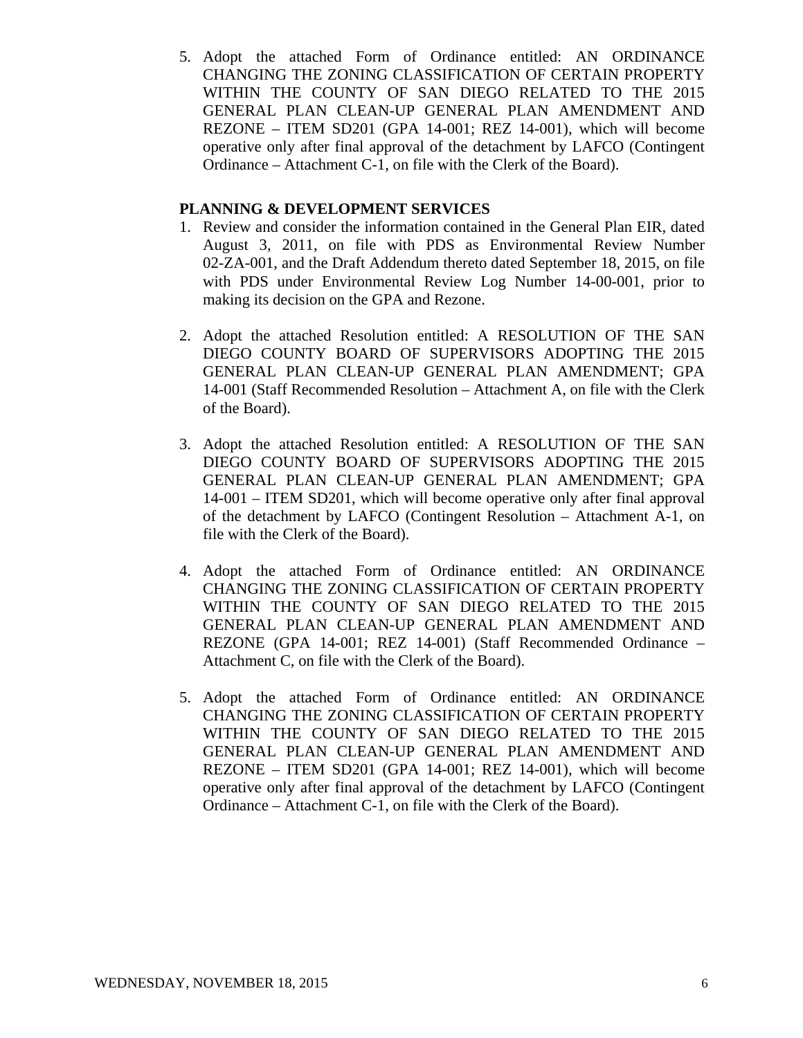5. Adopt the attached Form of Ordinance entitled: AN ORDINANCE CHANGING THE ZONING CLASSIFICATION OF CERTAIN PROPERTY WITHIN THE COUNTY OF SAN DIEGO RELATED TO THE 2015 GENERAL PLAN CLEAN-UP GENERAL PLAN AMENDMENT AND REZONE – ITEM SD201 (GPA 14-001; REZ 14-001), which will become operative only after final approval of the detachment by LAFCO (Contingent Ordinance – Attachment C-1, on file with the Clerk of the Board).

**PLANNING & DEVELOPMENT SERVICES**

1. Review and consider the information contained in the General Plan EIR, dated August 3, 2011, on file with PDS as Environmental Review Number 02-ZA-001, and the Draft Addendum thereto dated September 18, 2015, on file with PDS under Environmental Review Log Number 14-00-001, prior to making its decision on the GPA and Rezone.

2. Adopt the attached Resolution entitled: A RESOLUTION OF THE SAN DIEGO COUNTY BOARD OF SUPERVISORS ADOPTING THE 2015 GENERAL PLAN CLEAN-UP GENERAL PLAN AMENDMENT; GPA 14-001 (Staff Recommended Resolution – Attachment A, on file with the Clerk of the Board).

3. Adopt the attached Resolution entitled: A RESOLUTION OF THE SAN DIEGO COUNTY BOARD OF SUPERVISORS ADOPTING THE 2015 GENERAL PLAN CLEAN-UP GENERAL PLAN AMENDMENT; GPA 14-001 – ITEM SD201, which will become operative only after final approval of the detachment by LAFCO (Contingent Resolution – Attachment A-1, on file with the Clerk of the Board).

4. Adopt the attached Form of Ordinance entitled: AN ORDINANCE CHANGING THE ZONING CLASSIFICATION OF CERTAIN PROPERTY WITHIN THE COUNTY OF SAN DIEGO RELATED TO THE 2015 GENERAL PLAN CLEAN-UP GENERAL PLAN AMENDMENT AND REZONE (GPA 14-001; REZ 14-001) (Staff Recommended Ordinance – Attachment C, on file with the Clerk of the Board).

5. Adopt the attached Form of Ordinance entitled: AN ORDINANCE CHANGING THE ZONING CLASSIFICATION OF CERTAIN PROPERTY WITHIN THE COUNTY OF SAN DIEGO RELATED TO THE 2015 GENERAL PLAN CLEAN-UP GENERAL PLAN AMENDMENT AND REZONE – ITEM SD201 (GPA 14-001; REZ 14-001), which will become operative only after final approval of the detachment by LAFCO (Contingent Ordinance – Attachment C-1, on file with the Clerk of the Board).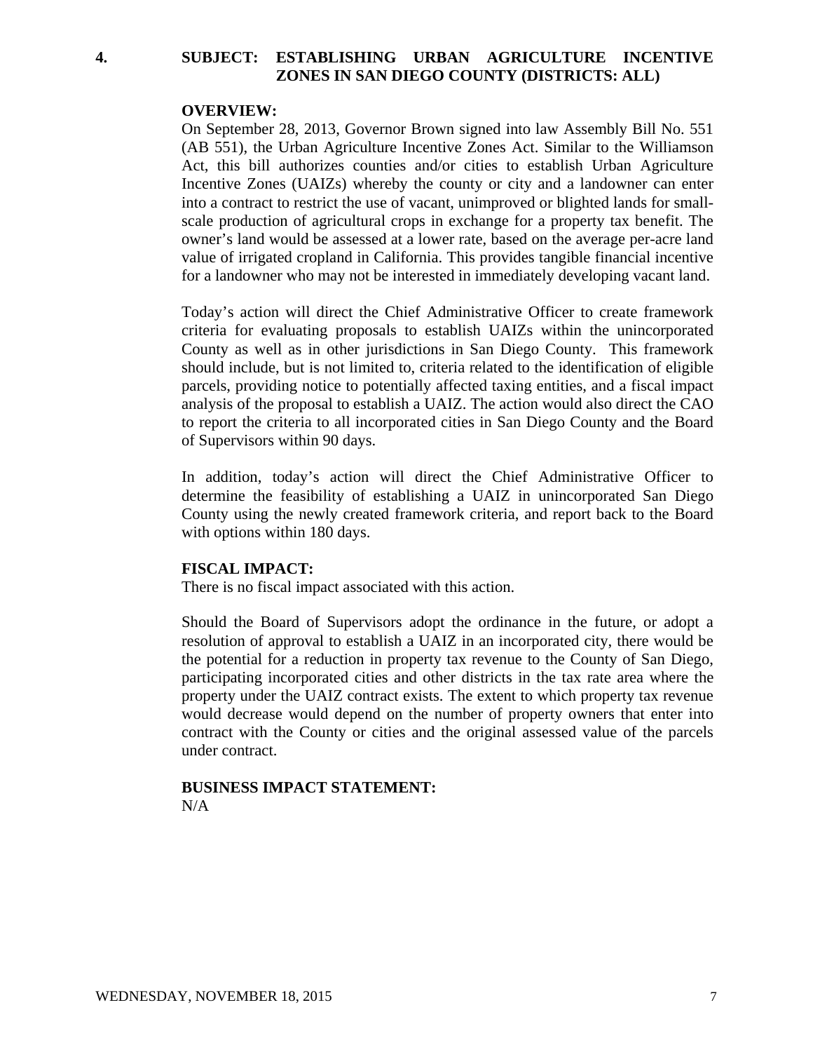**4. SUBJECT: ESTABLISHING URBAN AGRICULTURE INCENTIVE ZONES IN SAN DIEGO COUNTY (DISTRICTS: ALL)**

**OVERVIEW:**

On September 28, 2013, Governor Brown signed into law Assembly Bill No. 551 (AB 551), the Urban Agriculture Incentive Zones Act. Similar to the Williamson Act, this bill authorizes counties and/or cities to establish Urban Agriculture Incentive Zones (UAIZs) whereby the county or city and a landowner can enter into a contract to restrict the use of vacant, unimproved or blighted lands for small-scale production of agricultural crops in exchange for a property tax benefit. The owner's land would be assessed at a lower rate, based on the average per-acre land value of irrigated cropland in California. This provides tangible financial incentive for a landowner who may not be interested in immediately developing vacant land.

Today's action will direct the Chief Administrative Officer to create framework criteria for evaluating proposals to establish UAIZs within the unincorporated County as well as in other jurisdictions in San Diego County. This framework should include, but is not limited to, criteria related to the identification of eligible parcels, providing notice to potentially affected taxing entities, and a fiscal impact analysis of the proposal to establish a UAIZ. The action would also direct the CAO to report the criteria to all incorporated cities in San Diego County and the Board of Supervisors within 90 days.

In addition, today's action will direct the Chief Administrative Officer to determine the feasibility of establishing a UAIZ in unincorporated San Diego County using the newly created framework criteria, and report back to the Board with options within 180 days.

**FISCAL IMPACT:**

There is no fiscal impact associated with this action.

Should the Board of Supervisors adopt the ordinance in the future, or adopt a resolution of approval to establish a UAIZ in an incorporated city, there would be the potential for a reduction in property tax revenue to the County of San Diego, participating incorporated cities and other districts in the tax rate area where the property under the UAIZ contract exists. The extent to which property tax revenue would decrease would depend on the number of property owners that enter into contract with the County or cities and the original assessed value of the parcels under contract.

**BUSINESS IMPACT STATEMENT:**

N/A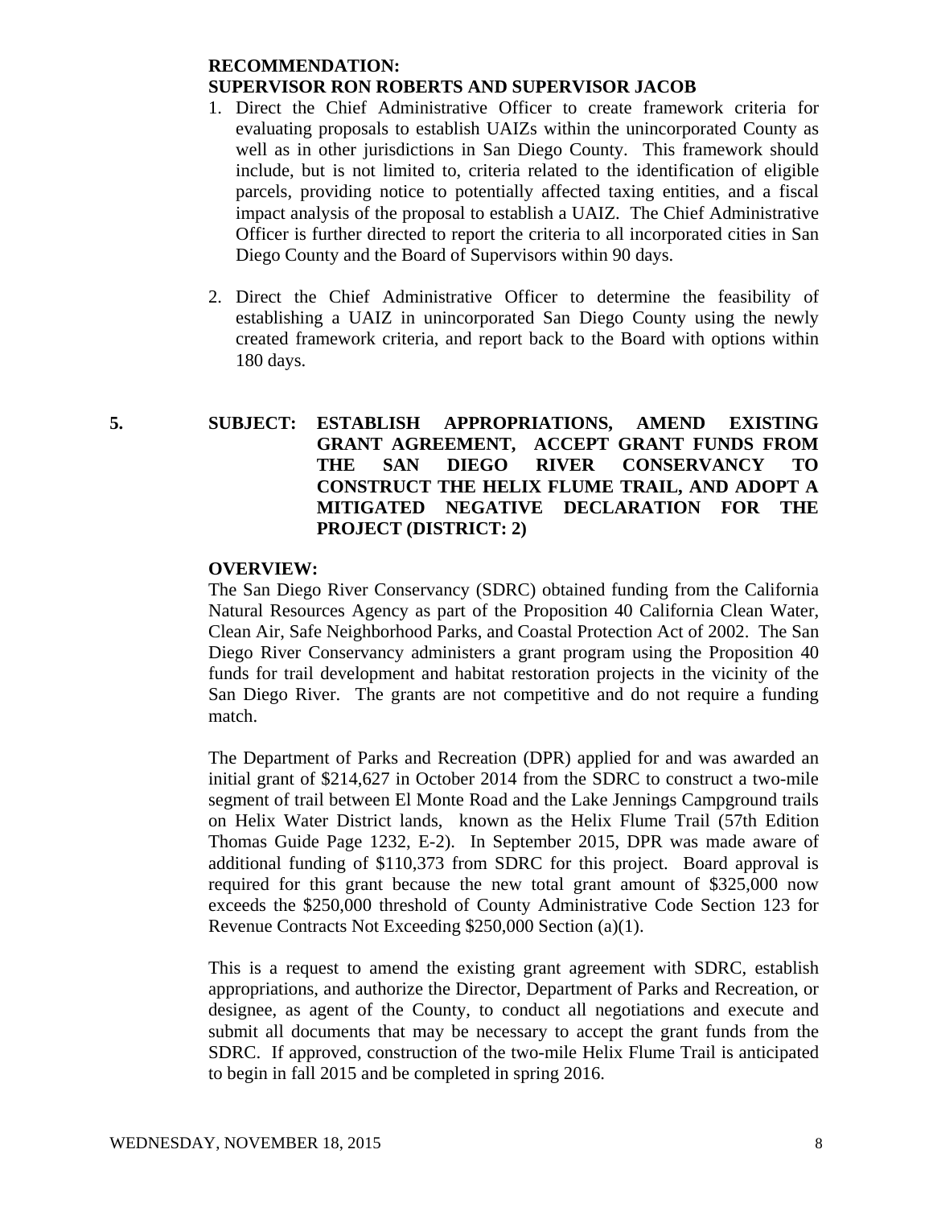**RECOMMENDATION:**
**SUPERVISOR RON ROBERTS AND SUPERVISOR JACOB**

1. Direct the Chief Administrative Officer to create framework criteria for evaluating proposals to establish UAIZs within the unincorporated County as well as in other jurisdictions in San Diego County. This framework should include, but is not limited to, criteria related to the identification of eligible parcels, providing notice to potentially affected taxing entities, and a fiscal impact analysis of the proposal to establish a UAIZ. The Chief Administrative Officer is further directed to report the criteria to all incorporated cities in San Diego County and the Board of Supervisors within 90 days.

2. Direct the Chief Administrative Officer to determine the feasibility of establishing a UAIZ in unincorporated San Diego County using the newly created framework criteria, and report back to the Board with options within 180 days.

**5. SUBJECT: ESTABLISH APPROPRIATIONS, AMEND EXISTING GRANT AGREEMENT, ACCEPT GRANT FUNDS FROM THE SAN DIEGO RIVER CONSERVANCY TO CONSTRUCT THE HELIX FLUME TRAIL, AND ADOPT A MITIGATED NEGATIVE DECLARATION FOR THE PROJECT (DISTRICT: 2)**

**OVERVIEW:**

The San Diego River Conservancy (SDRC) obtained funding from the California Natural Resources Agency as part of the Proposition 40 California Clean Water, Clean Air, Safe Neighborhood Parks, and Coastal Protection Act of 2002. The San Diego River Conservancy administers a grant program using the Proposition 40 funds for trail development and habitat restoration projects in the vicinity of the San Diego River. The grants are not competitive and do not require a funding match.

The Department of Parks and Recreation (DPR) applied for and was awarded an initial grant of $214,627 in October 2014 from the SDRC to construct a two-mile segment of trail between El Monte Road and the Lake Jennings Campground trails on Helix Water District lands, known as the Helix Flume Trail (57th Edition Thomas Guide Page 1232, E-2). In September 2015, DPR was made aware of additional funding of $110,373 from SDRC for this project. Board approval is required for this grant because the new total grant amount of $325,000 now exceeds the $250,000 threshold of County Administrative Code Section 123 for Revenue Contracts Not Exceeding $250,000 Section (a)(1).

This is a request to amend the existing grant agreement with SDRC, establish appropriations, and authorize the Director, Department of Parks and Recreation, or designee, as agent of the County, to conduct all negotiations and execute and submit all documents that may be necessary to accept the grant funds from the SDRC. If approved, construction of the two-mile Helix Flume Trail is anticipated to begin in fall 2015 and be completed in spring 2016.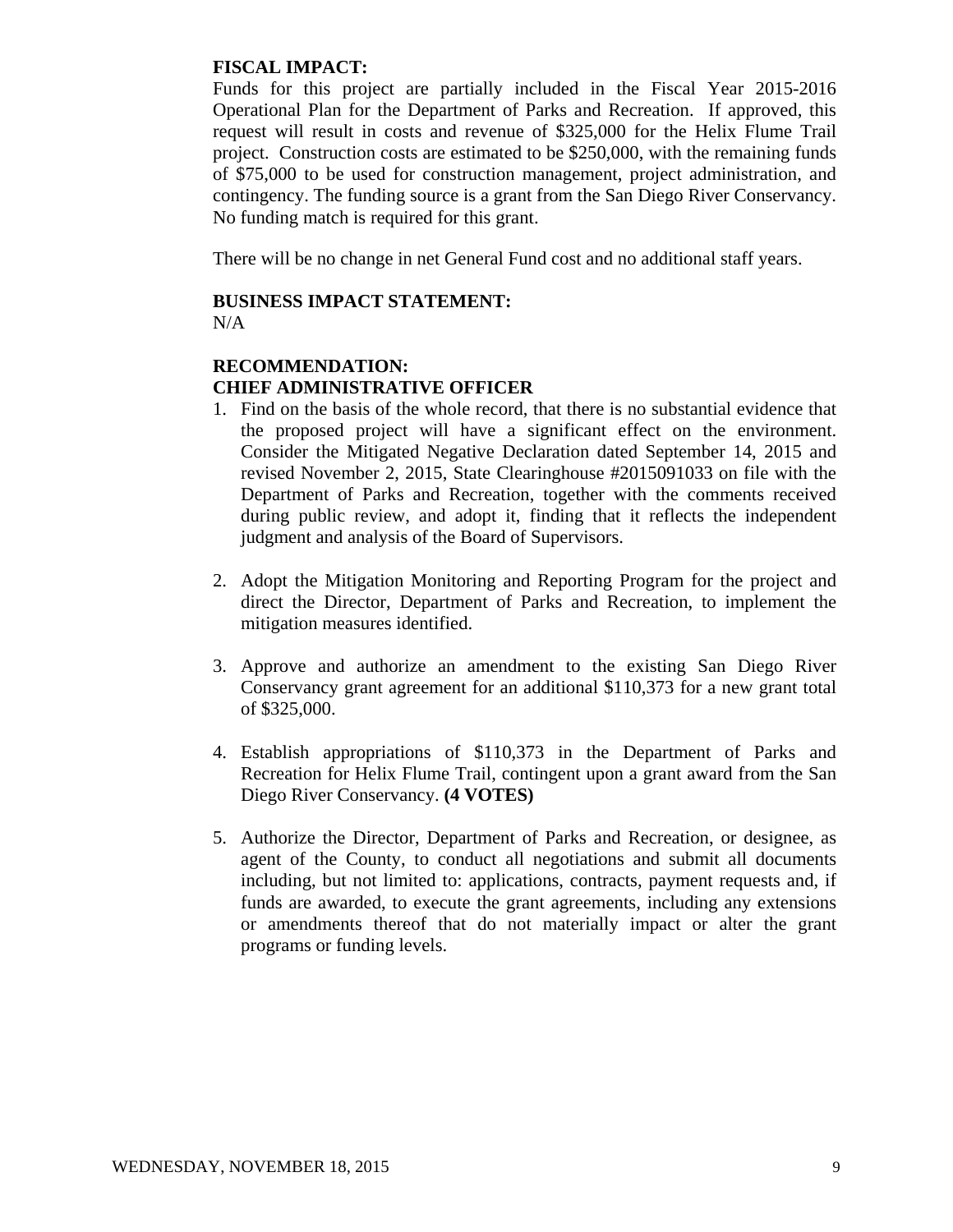**FISCAL IMPACT:**

Funds for this project are partially included in the Fiscal Year 2015-2016 Operational Plan for the Department of Parks and Recreation. If approved, this request will result in costs and revenue of $325,000 for the Helix Flume Trail project. Construction costs are estimated to be $250,000, with the remaining funds of $75,000 to be used for construction management, project administration, and contingency. The funding source is a grant from the San Diego River Conservancy. No funding match is required for this grant.

There will be no change in net General Fund cost and no additional staff years.

**BUSINESS IMPACT STATEMENT:**

N/A

**RECOMMENDATION:**

**CHIEF ADMINISTRATIVE OFFICER**

1. Find on the basis of the whole record, that there is no substantial evidence that the proposed project will have a significant effect on the environment. Consider the Mitigated Negative Declaration dated September 14, 2015 and revised November 2, 2015, State Clearinghouse #2015091033 on file with the Department of Parks and Recreation, together with the comments received during public review, and adopt it, finding that it reflects the independent judgment and analysis of the Board of Supervisors.

2. Adopt the Mitigation Monitoring and Reporting Program for the project and direct the Director, Department of Parks and Recreation, to implement the mitigation measures identified.

3. Approve and authorize an amendment to the existing San Diego River Conservancy grant agreement for an additional $110,373 for a new grant total of $325,000.

4. Establish appropriations of $110,373 in the Department of Parks and Recreation for Helix Flume Trail, contingent upon a grant award from the San Diego River Conservancy. **(4 VOTES)**

5. Authorize the Director, Department of Parks and Recreation, or designee, as agent of the County, to conduct all negotiations and submit all documents including, but not limited to: applications, contracts, payment requests and, if funds are awarded, to execute the grant agreements, including any extensions or amendments thereof that do not materially impact or alter the grant programs or funding levels.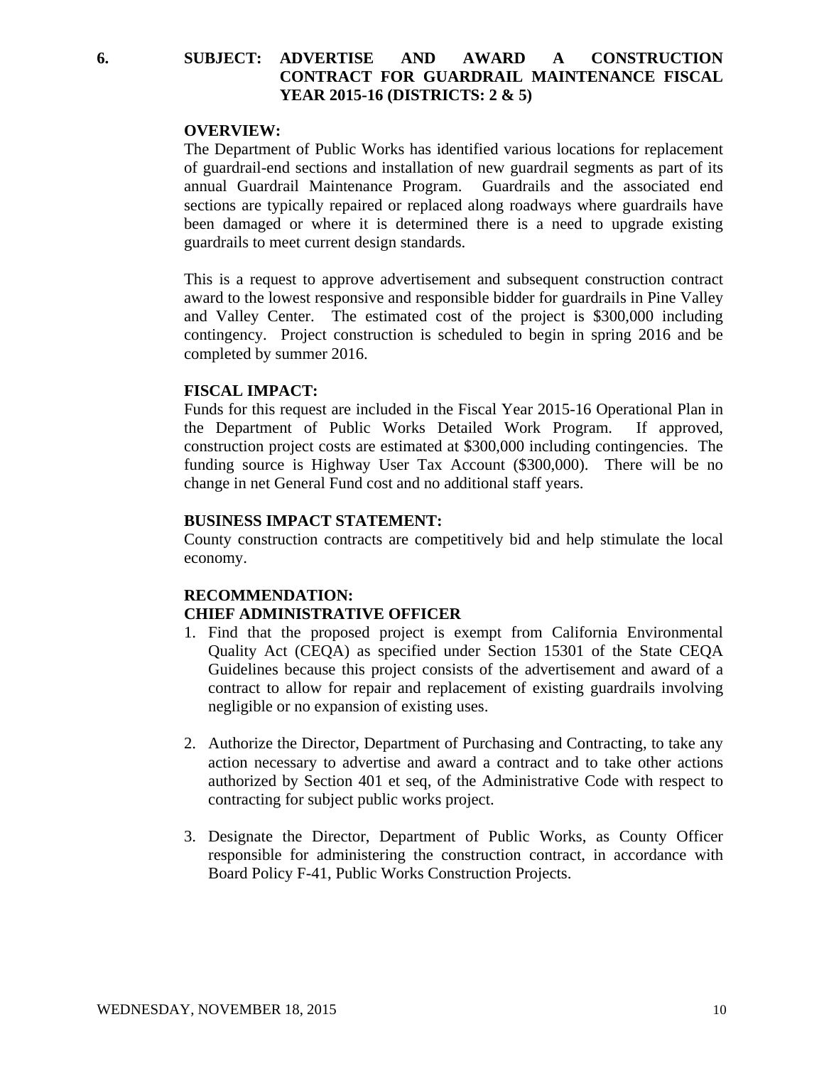**6. SUBJECT: ADVERTISE AND AWARD A CONSTRUCTION CONTRACT FOR GUARDRAIL MAINTENANCE FISCAL YEAR 2015-16 (DISTRICTS: 2 & 5)**

**OVERVIEW:**

The Department of Public Works has identified various locations for replacement of guardrail-end sections and installation of new guardrail segments as part of its annual Guardrail Maintenance Program. Guardrails and the associated end sections are typically repaired or replaced along roadways where guardrails have been damaged or where it is determined there is a need to upgrade existing guardrails to meet current design standards.

This is a request to approve advertisement and subsequent construction contract award to the lowest responsive and responsible bidder for guardrails in Pine Valley and Valley Center. The estimated cost of the project is $300,000 including contingency. Project construction is scheduled to begin in spring 2016 and be completed by summer 2016.

**FISCAL IMPACT:**

Funds for this request are included in the Fiscal Year 2015-16 Operational Plan in the Department of Public Works Detailed Work Program. If approved, construction project costs are estimated at $300,000 including contingencies. The funding source is Highway User Tax Account ($300,000). There will be no change in net General Fund cost and no additional staff years.

**BUSINESS IMPACT STATEMENT:**

County construction contracts are competitively bid and help stimulate the local economy.

**RECOMMENDATION:**
**CHIEF ADMINISTRATIVE OFFICER**

1. Find that the proposed project is exempt from California Environmental Quality Act (CEQA) as specified under Section 15301 of the State CEQA Guidelines because this project consists of the advertisement and award of a contract to allow for repair and replacement of existing guardrails involving negligible or no expansion of existing uses.

2. Authorize the Director, Department of Purchasing and Contracting, to take any action necessary to advertise and award a contract and to take other actions authorized by Section 401 et seq, of the Administrative Code with respect to contracting for subject public works project.

3. Designate the Director, Department of Public Works, as County Officer responsible for administering the construction contract, in accordance with Board Policy F-41, Public Works Construction Projects.